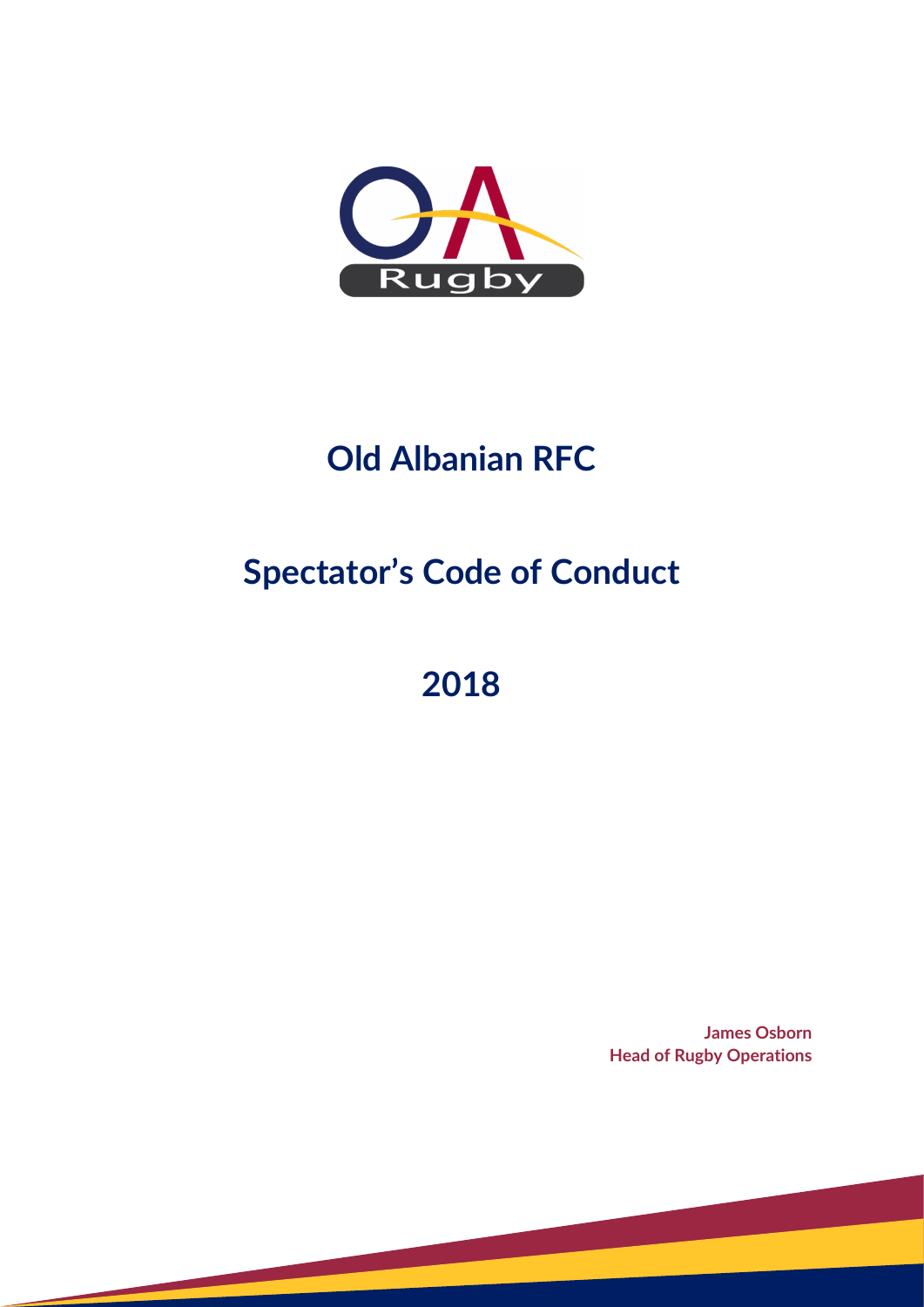# Old Albanian RFC

# Spectator's Code of Conduct

# 2018

**James Osborn**
**Head of Rugby Operations**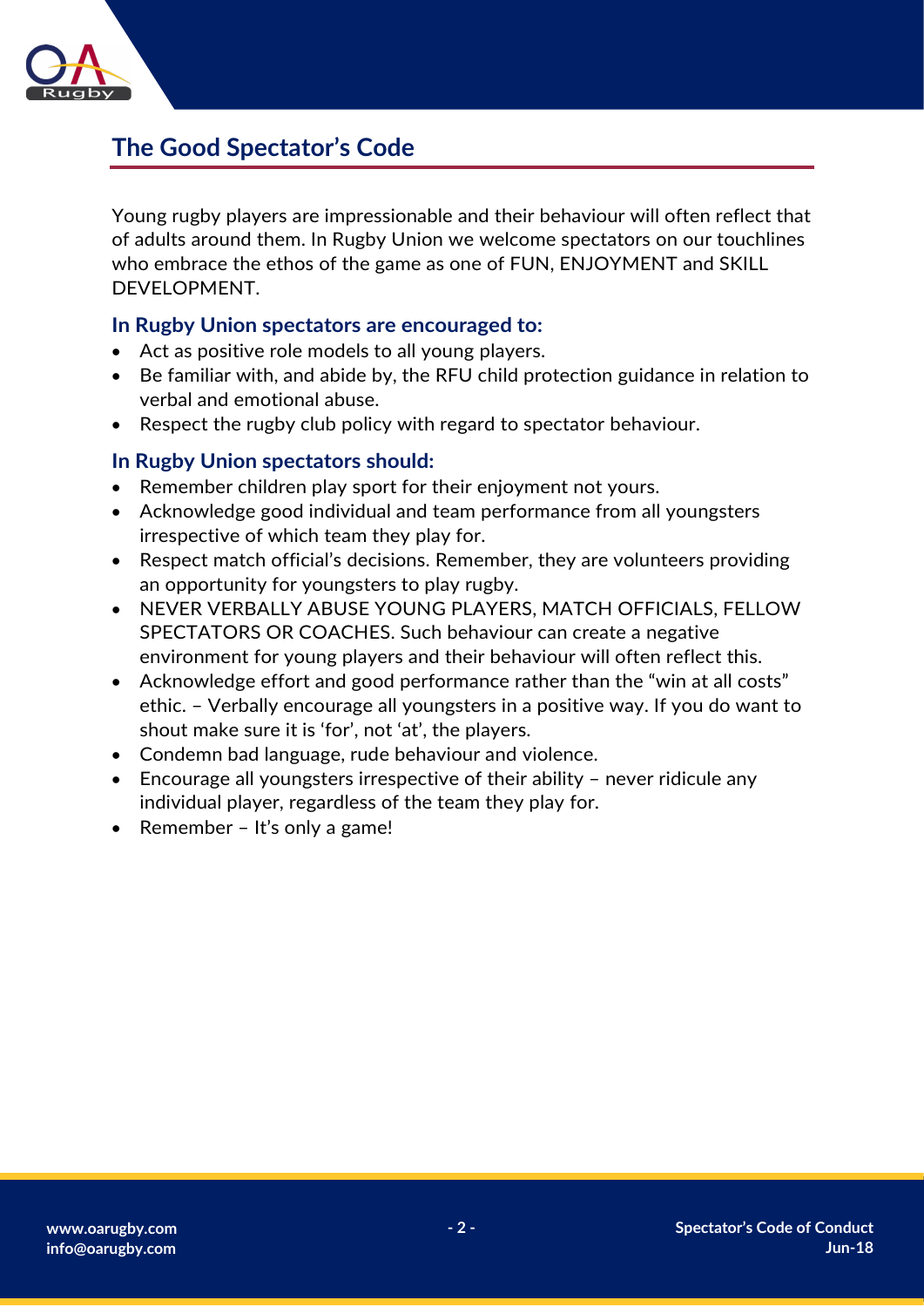## The Good Spectator's Code

Young rugby players are impressionable and their behaviour will often reflect that of adults around them. In Rugby Union we welcome spectators on our touchlines who embrace the ethos of the game as one of FUN, ENJOYMENT and SKILL DEVELOPMENT.

### In Rugby Union spectators are encouraged to:

- Act as positive role models to all young players.
- Be familiar with, and abide by, the RFU child protection guidance in relation to verbal and emotional abuse.
- Respect the rugby club policy with regard to spectator behaviour.

### In Rugby Union spectators should:

- Remember children play sport for their enjoyment not yours.
- Acknowledge good individual and team performance from all youngsters irrespective of which team they play for.
- Respect match official's decisions. Remember, they are volunteers providing an opportunity for youngsters to play rugby.
- NEVER VERBALLY ABUSE YOUNG PLAYERS, MATCH OFFICIALS, FELLOW SPECTATORS OR COACHES. Such behaviour can create a negative environment for young players and their behaviour will often reflect this.
- Acknowledge effort and good performance rather than the "win at all costs" ethic. – Verbally encourage all youngsters in a positive way. If you do want to shout make sure it is 'for', not 'at', the players.
- Condemn bad language, rude behaviour and violence.
- Encourage all youngsters irrespective of their ability – never ridicule any individual player, regardless of the team they play for.
- Remember – It's only a game!